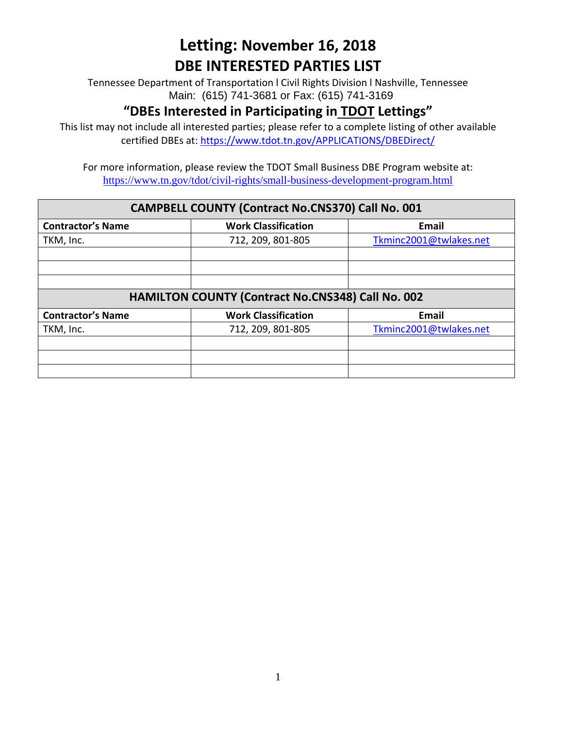# Letting: November 16, 2018

## DBE INTERESTED PARTIES LIST

Tennessee Department of Transportation l Civil Rights Division l Nashville, Tennessee
Main: (615) 741-3681 or Fax: (615) 741-3169

### "DBEs Interested in Participating in TDOT Lettings"

This list may not include all interested parties; please refer to a complete listing of other available certified DBEs at: https://www.tdot.tn.gov/APPLICATIONS/DBEDirect/

For more information, please review the TDOT Small Business DBE Program website at:
https://www.tn.gov/tdot/civil-rights/small-business-development-program.html

| CAMPBELL COUNTY (Contract No.CNS370) Call No. 001 | | |
|---|---|---|
| **Contractor's Name** | **Work Classification** | **Email** |
| TKM, Inc. | 712, 209, 801-805 | Tkminc2001@twlakes.net |
| | | |
| | | |
| | | |

| HAMILTON COUNTY (Contract No.CNS348) Call No. 002 | | |
|---|---|---|
| **Contractor's Name** | **Work Classification** | **Email** |
| TKM, Inc. | 712, 209, 801-805 | Tkminc2001@twlakes.net |
| | | |
| | | |
| | | |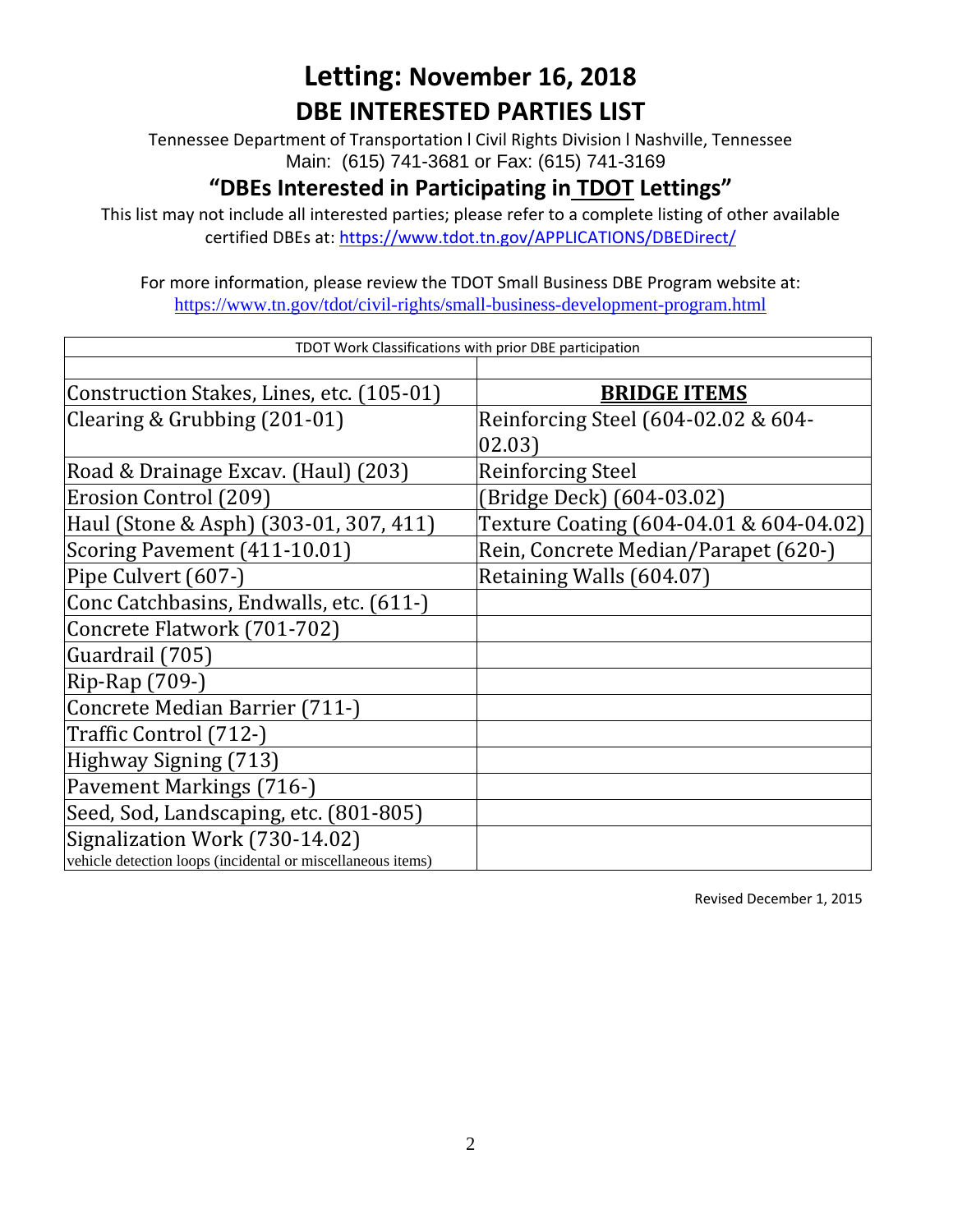# Letting: November 16, 2018

## DBE INTERESTED PARTIES LIST

Tennessee Department of Transportation l Civil Rights Division l Nashville, Tennessee
Main: (615) 741-3681 or Fax: (615) 741-3169

### "DBEs Interested in Participating in TDOT Lettings"

This list may not include all interested parties; please refer to a complete listing of other available certified DBEs at: https://www.tdot.tn.gov/APPLICATIONS/DBEDirect/

For more information, please review the TDOT Small Business DBE Program website at: https://www.tn.gov/tdot/civil-rights/small-business-development-program.html

| TDOT Work Classifications with prior DBE participation | |
|---|---|
| | |
| Construction Stakes, Lines, etc. (105-01) | **BRIDGE ITEMS** |
| Clearing & Grubbing (201-01) | Reinforcing Steel (604-02.02 & 604-02.03) |
| Road & Drainage Excav. (Haul) (203) | Reinforcing Steel |
| Erosion Control (209) | (Bridge Deck) (604-03.02) |
| Haul (Stone & Asph) (303-01, 307, 411) | Texture Coating (604-04.01 & 604-04.02) |
| Scoring Pavement (411-10.01) | Rein, Concrete Median/Parapet (620-) |
| Pipe Culvert (607-) | Retaining Walls (604.07) |
| Conc Catchbasins, Endwalls, etc. (611-) | |
| Concrete Flatwork (701-702) | |
| Guardrail (705) | |
| Rip-Rap (709-) | |
| Concrete Median Barrier (711-) | |
| Traffic Control (712-) | |
| Highway Signing (713) | |
| Pavement Markings (716-) | |
| Seed, Sod, Landscaping, etc. (801-805) | |
| Signalization Work (730-14.02) vehicle detection loops (incidental or miscellaneous items) | |

Revised December 1, 2015